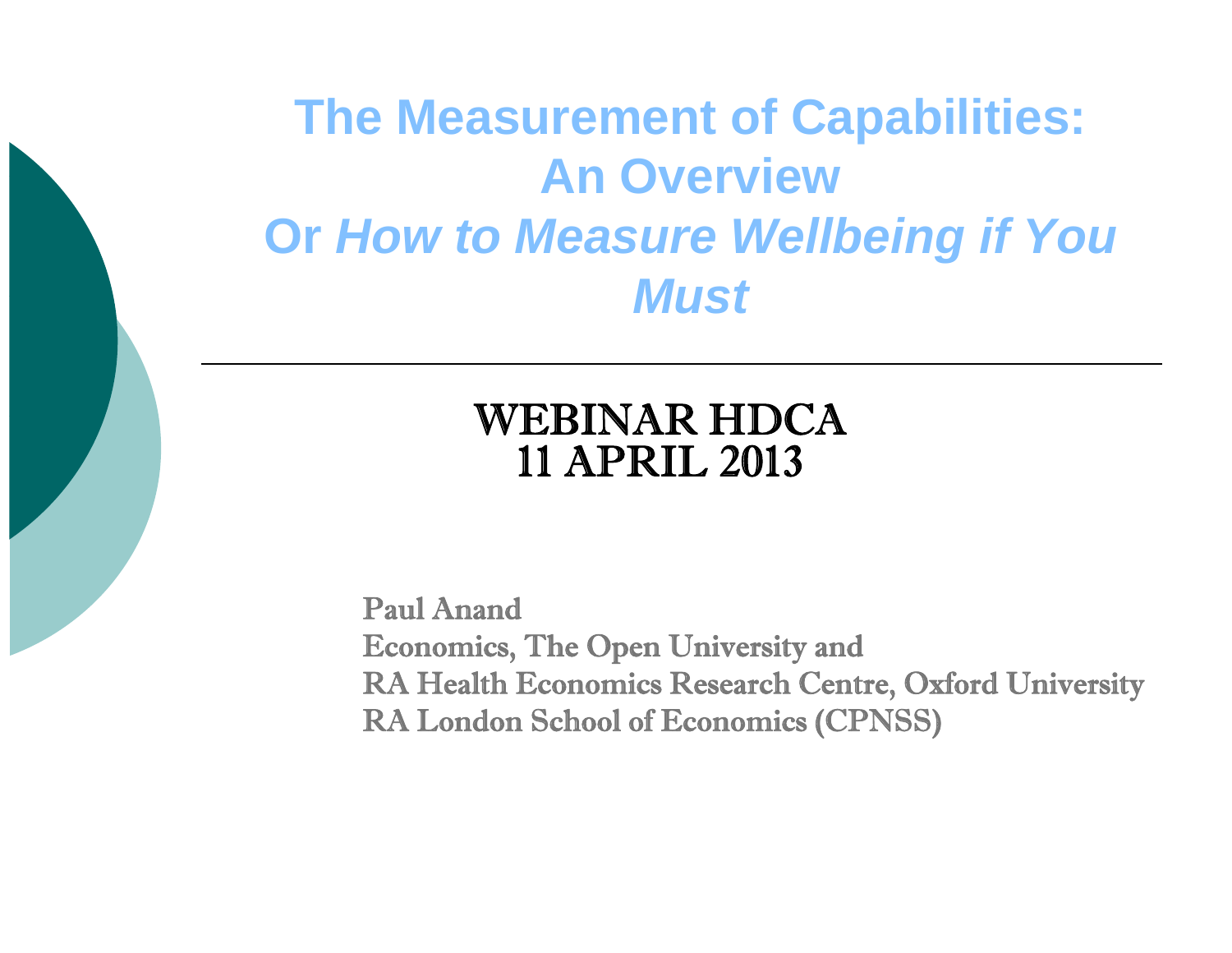# The Measurement of Capabilities: An Overview

## Or *How to Measure Wellbeing if You Must*

---

**WEBINAR HDCA**
**11 APRIL 2013**

**Paul Anand**
**Economics, The Open University and**
**RA Health Economics Research Centre, Oxford University**
**RA London School of Economics (CPNSS)**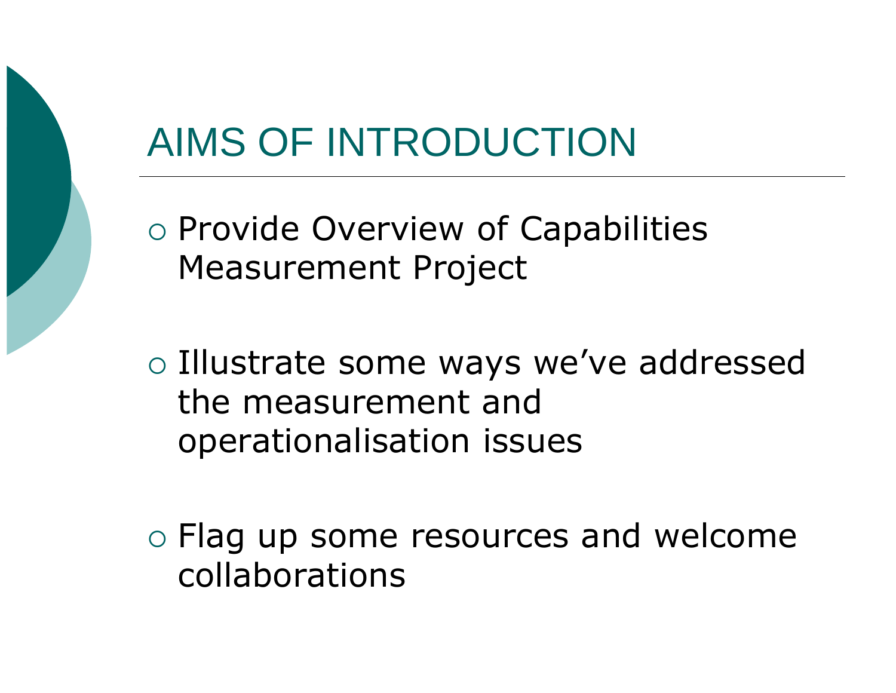# AIMS OF INTRODUCTION

- Provide Overview of Capabilities Measurement Project

- Illustrate some ways we've addressed the measurement and operationalisation issues

- Flag up some resources and welcome collaborations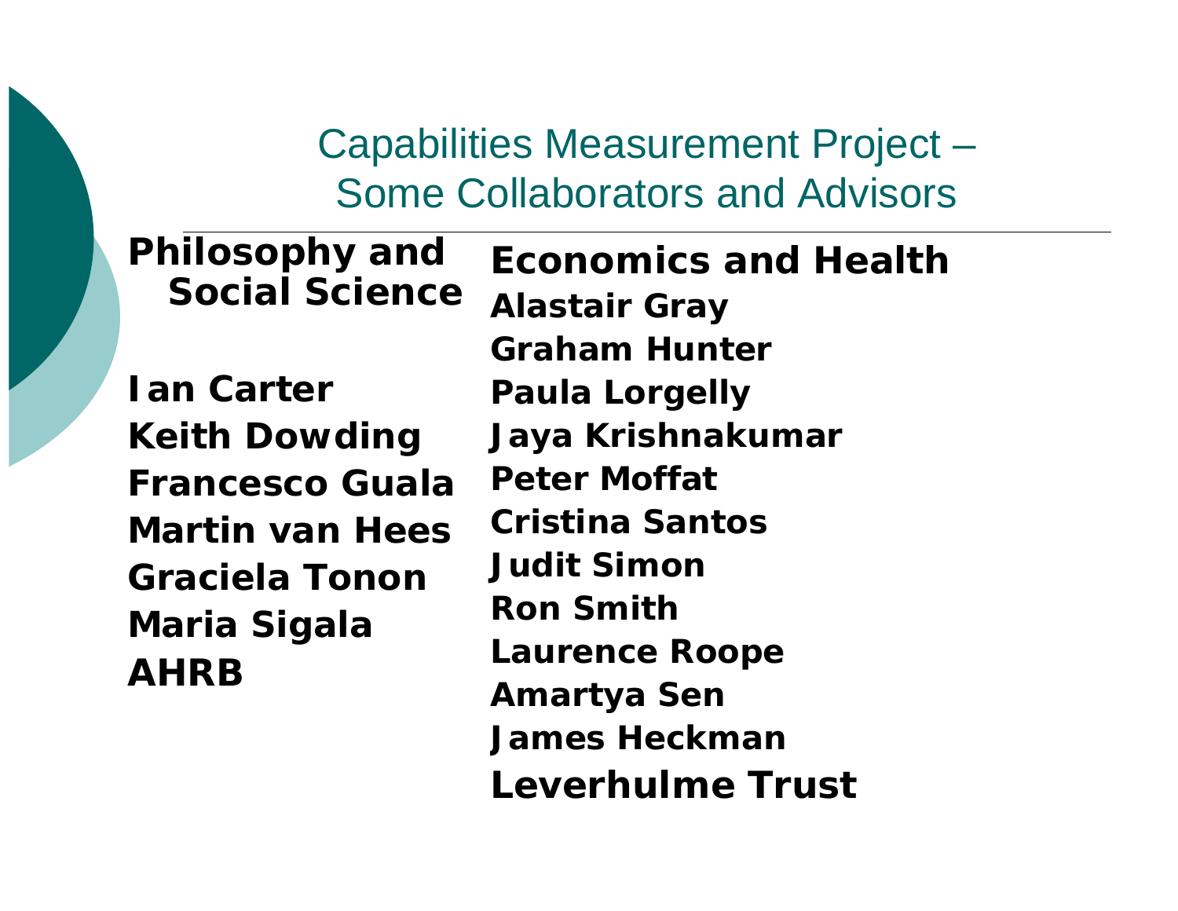# Capabilities Measurement Project – Some Collaborators and Advisors

**Philosophy and Social Science**

**Ian Carter**
**Keith Dowding**
**Francesco Guala**
**Martin van Hees**
**Graciela Tonon**
**Maria Sigala**
**AHRB**

**Economics and Health**

**Alastair Gray**
**Graham Hunter**
**Paula Lorgelly**
**Jaya Krishnakumar**
**Peter Moffat**
**Cristina Santos**
**Judit Simon**
**Ron Smith**
**Laurence Roope**
**Amartya Sen**
**James Heckman**
**Leverhulme Trust**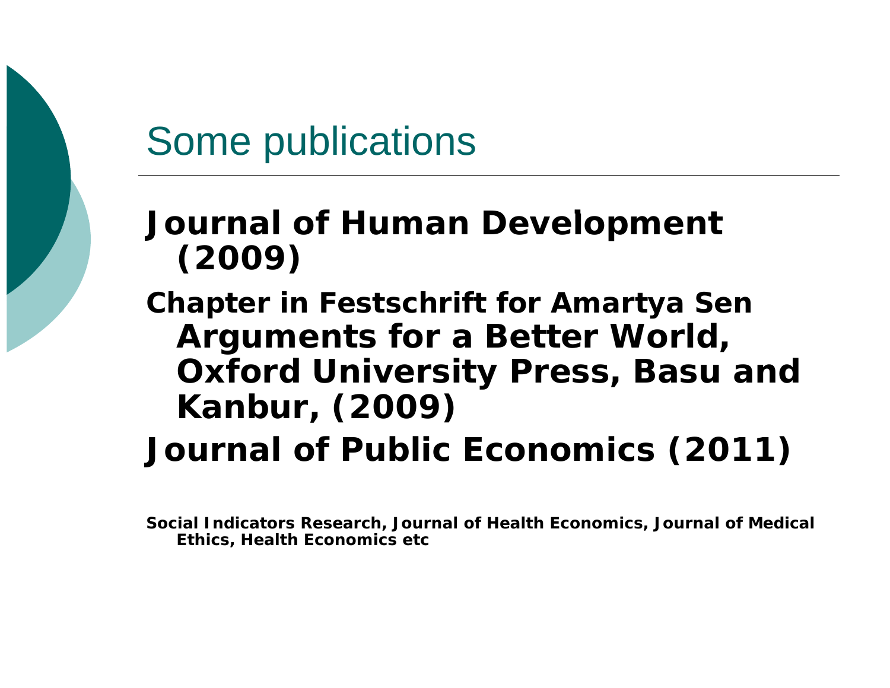# Some publications

**Journal of Human Development (2009)**

**Chapter in Festschrift for Amartya Sen Arguments for a Better World, Oxford University Press, Basu and Kanbur, (2009)**

**Journal of Public Economics (2011)**

**Social Indicators Research, Journal of Health Economics, Journal of Medical Ethics, Health Economics etc**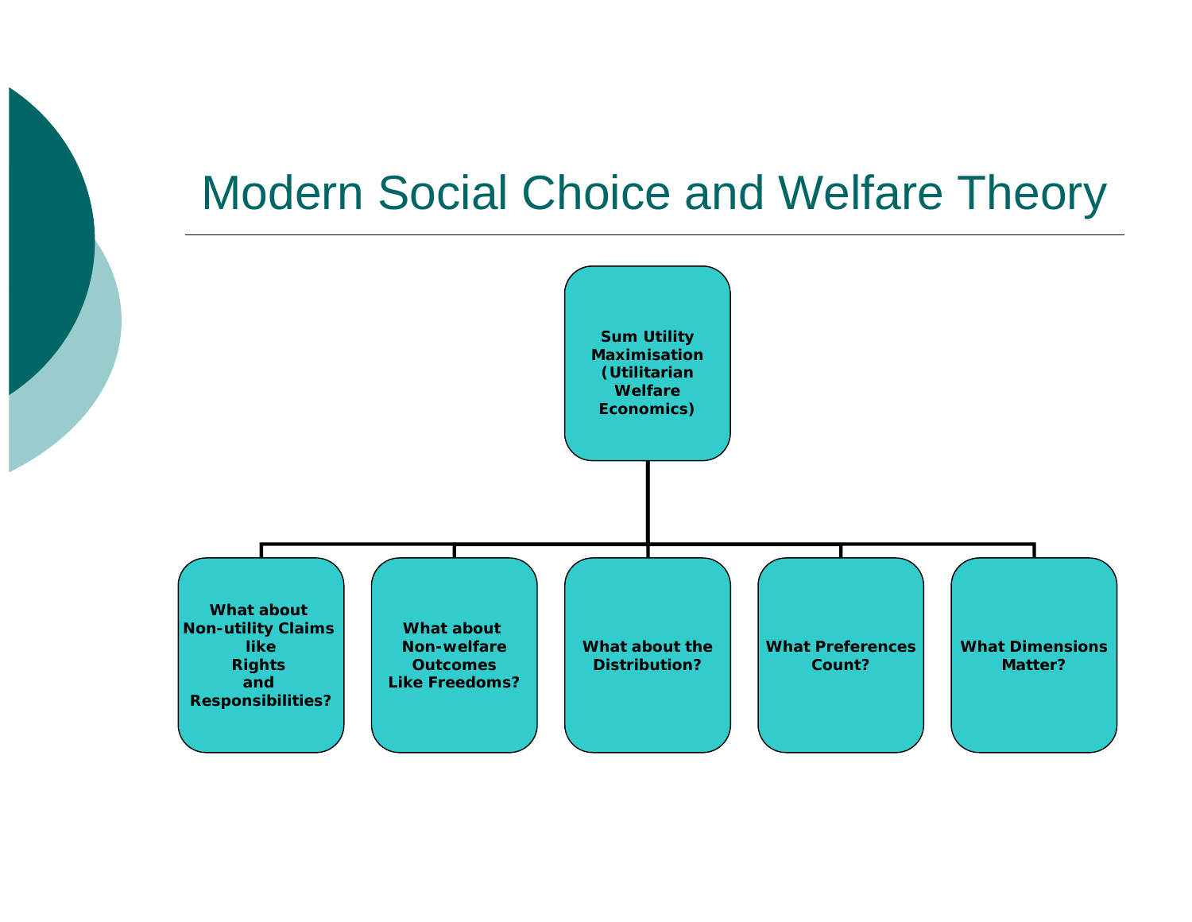# Modern Social Choice and Welfare Theory

**Sum Utility Maximisation (Utilitarian Welfare Economics)**

- **What about Non-utility Claims like Rights and Responsibilities?**
- **What about Non-welfare Outcomes Like Freedoms?**
- **What about the Distribution?**
- **What Preferences Count?**
- **What Dimensions Matter?**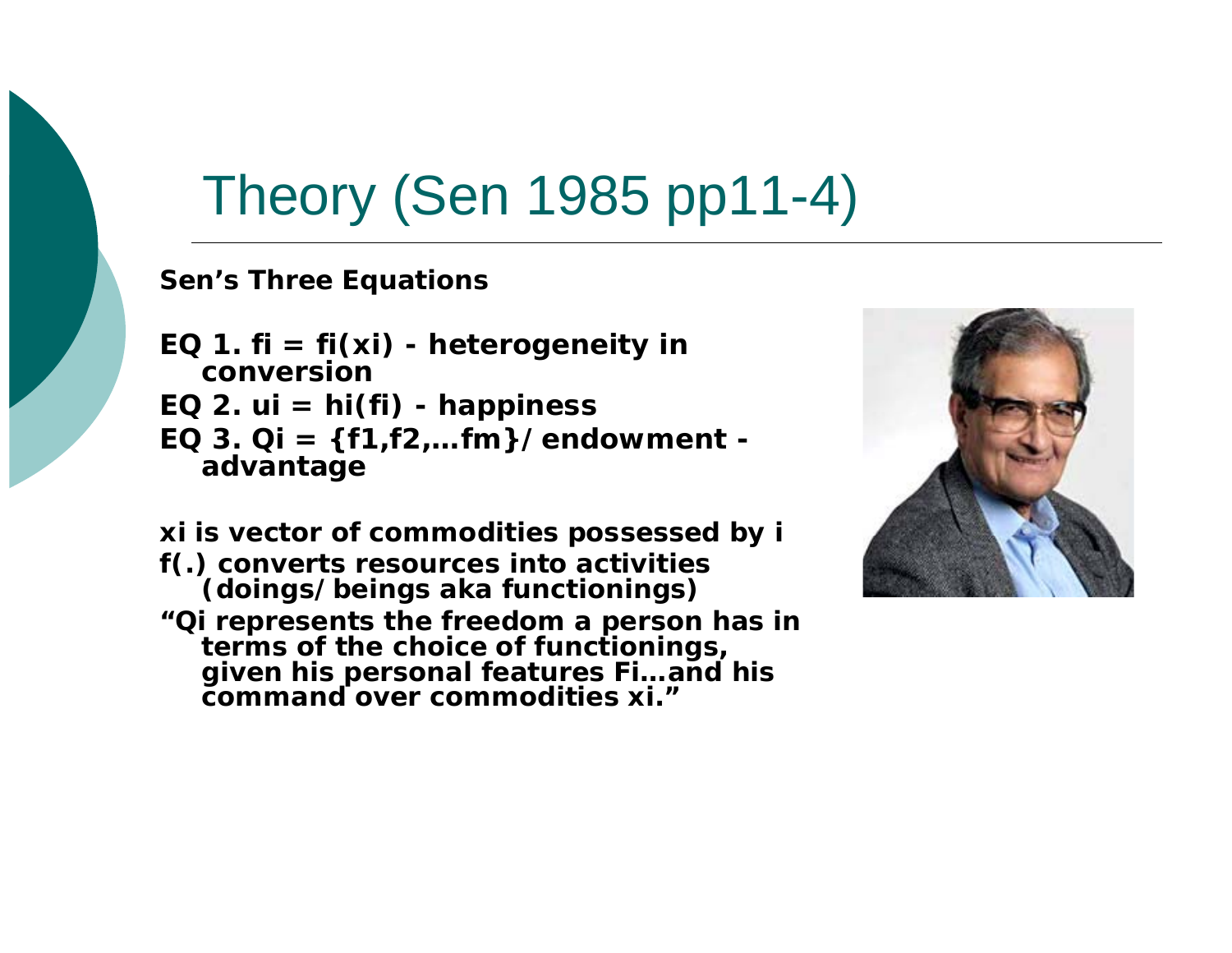# Theory (Sen 1985 pp11-4)

**Sen's Three Equations**

**EQ 1. $f_i = f_i(x_i)$ - heterogeneity in conversion**
**EQ 2. $u_i = h_i(f_i)$ - happiness**
**EQ 3. $Q_i = \{f_1, f_2, \ldots f_m\}$/ endowment - advantage**

**$x_i$ is vector of commodities possessed by i**
**f(.) converts resources into activities (doings/beings aka functionings)**
**"$Q_i$ represents the freedom a person has in terms of the choice of functionings, given his personal features $F_i$…and his command over commodities $x_i$."**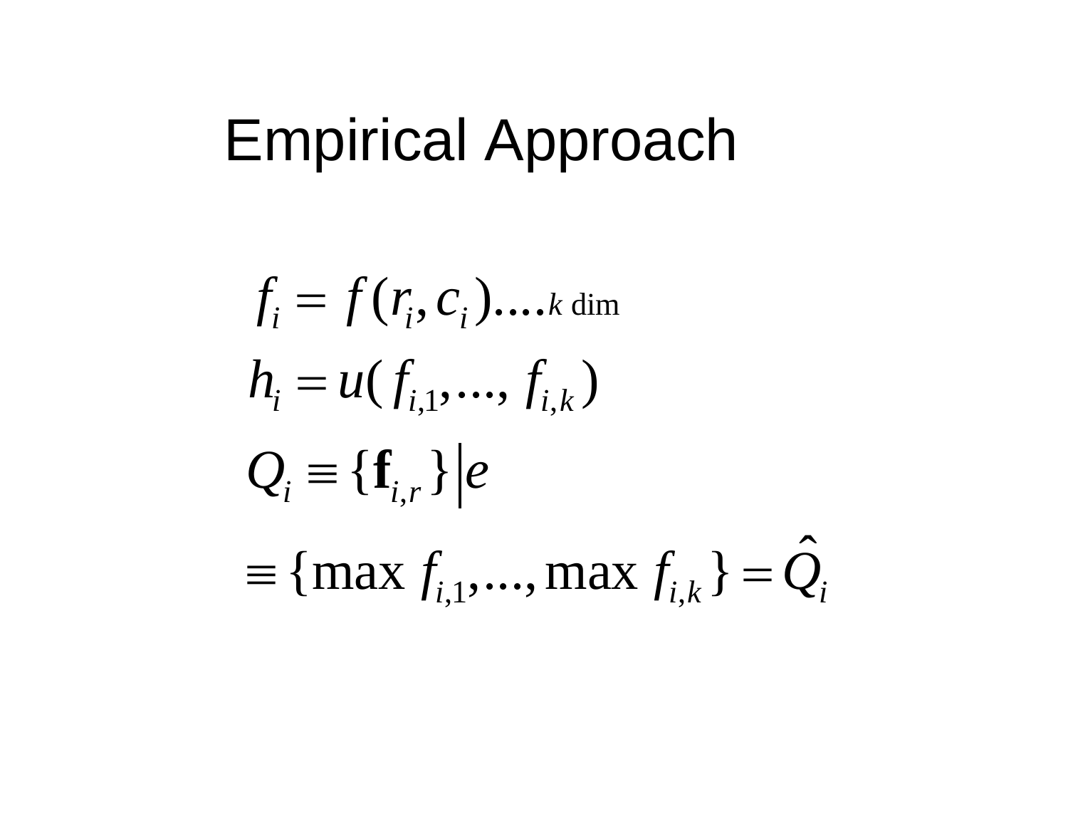# Empirical Approach

$$f_i = f(r_i, c_i) \ldots . k \text{ dim}$$

$$h_i = u(f_{i,1}, \ldots, f_{i,k})$$

$$Q_i \equiv \{\mathbf{f}_{i,r}\} \big| e$$

$$\equiv \{\max f_{i,1}, \ldots, \max f_{i,k}\} = \hat{Q}_i$$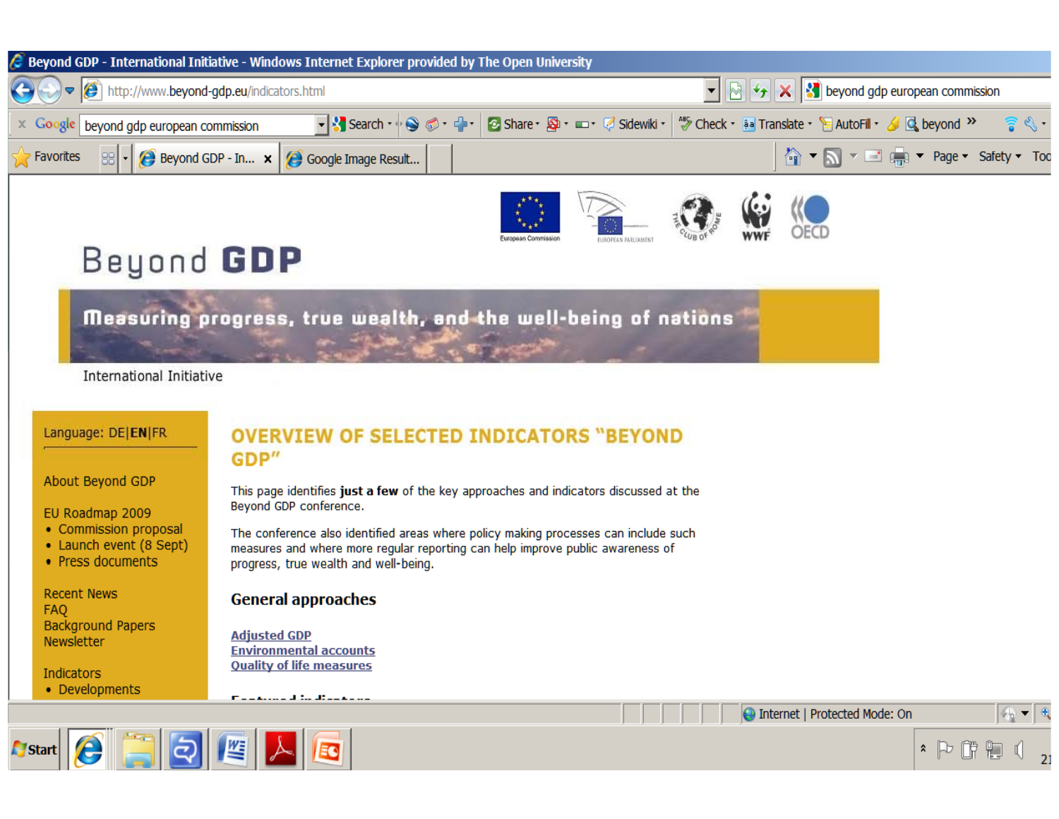# Beyond GDP

Measuring progress, true wealth, and the well-being of nations

International Initiative

Language: DE|**EN**|FR

About Beyond GDP

EU Roadmap 2009
- Commission proposal
- Launch event (8 Sept)
- Press documents

Recent News
FAQ
Background Papers
Newsletter

Indicators
- Developments

## OVERVIEW OF SELECTED INDICATORS "BEYOND GDP"

This page identifies **just a few** of the key approaches and indicators discussed at the Beyond GDP conference.

The conference also identified areas where policy making processes can include such measures and where more regular reporting can help improve public awareness of progress, true wealth and well-being.

### General approaches

Adjusted GDP
Environmental accounts
Quality of life measures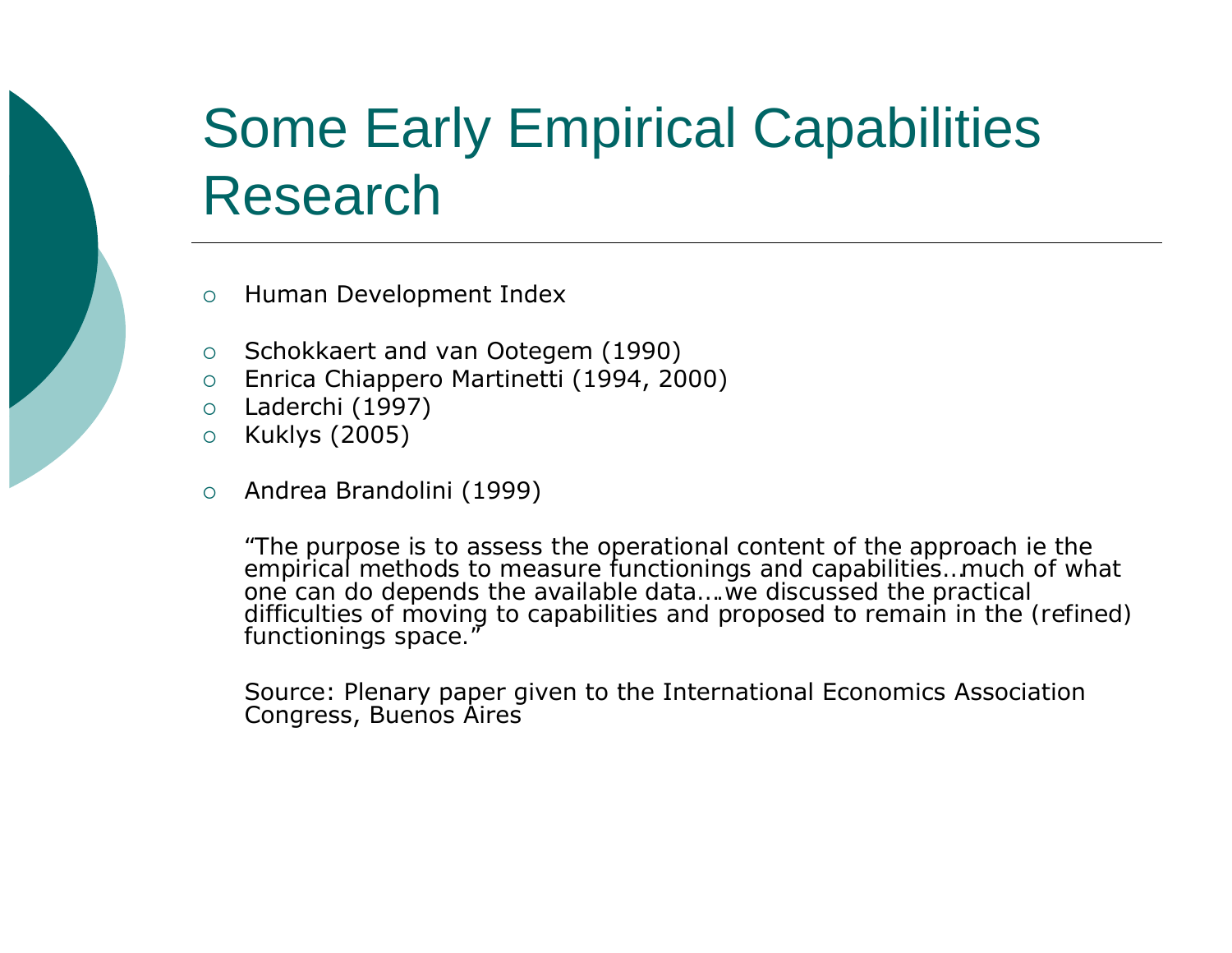# Some Early Empirical Capabilities Research

- Human Development Index

- Schokkaert and van Ootegem (1990)
- Enrica Chiappero Martinetti (1994, 2000)
- Laderchi (1997)
- Kuklys (2005)

- Andrea Brandolini (1999)

  "The purpose is to assess the operational content of the approach ie the empirical methods to measure functionings and capabilities…much of what one can do depends the available data….we discussed the practical difficulties of moving to capabilities and proposed to remain in the (refined) functionings space."

  Source: Plenary paper given to the International Economics Association Congress, Buenos Aires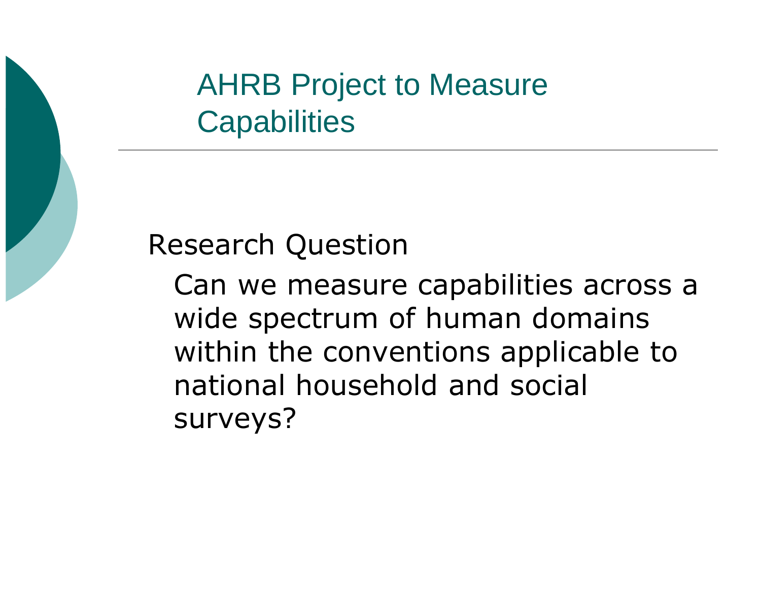# AHRB Project to Measure Capabilities

Research Question

Can we measure capabilities across a wide spectrum of human domains within the conventions applicable to national household and social surveys?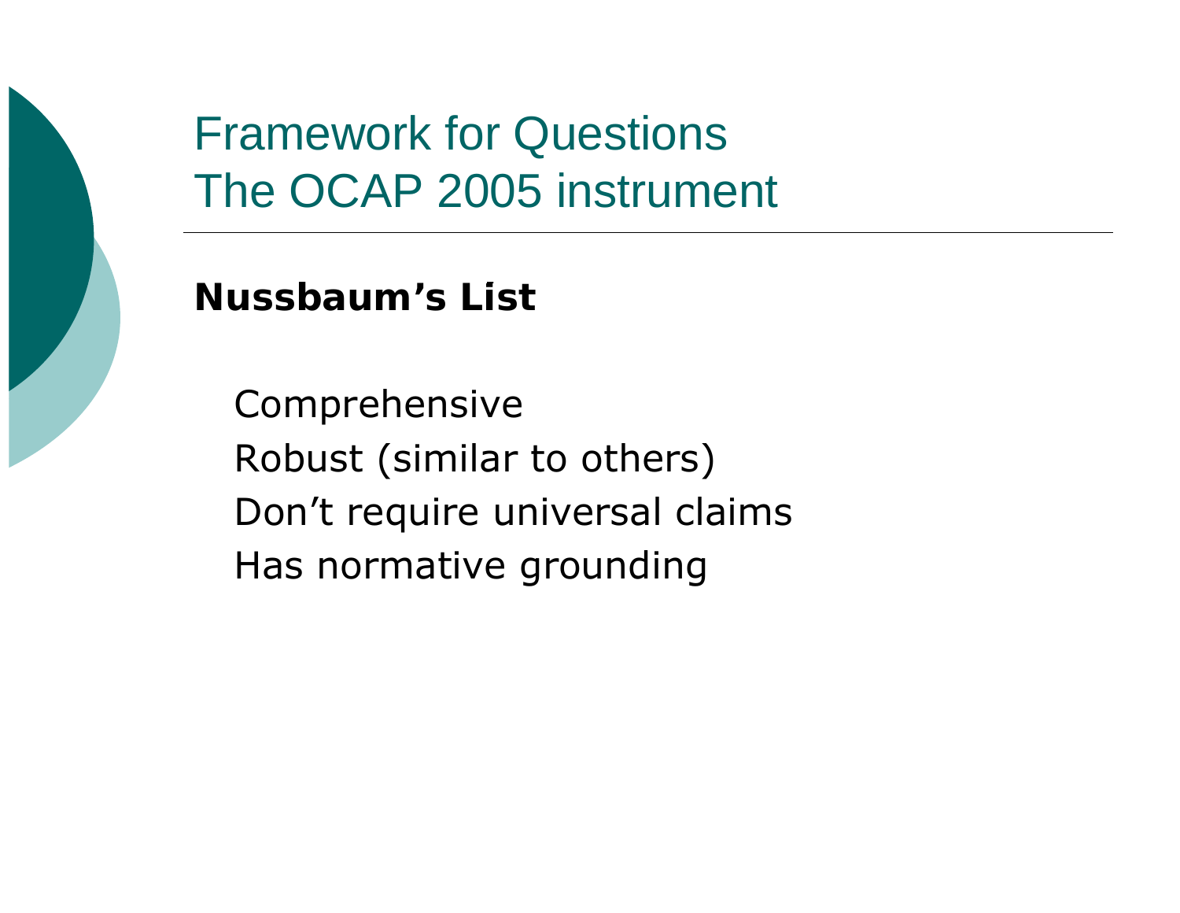# Framework for Questions
# The OCAP 2005 instrument

**Nussbaum's List**

- Comprehensive
- Robust (similar to others)
- Don't require universal claims
- Has normative grounding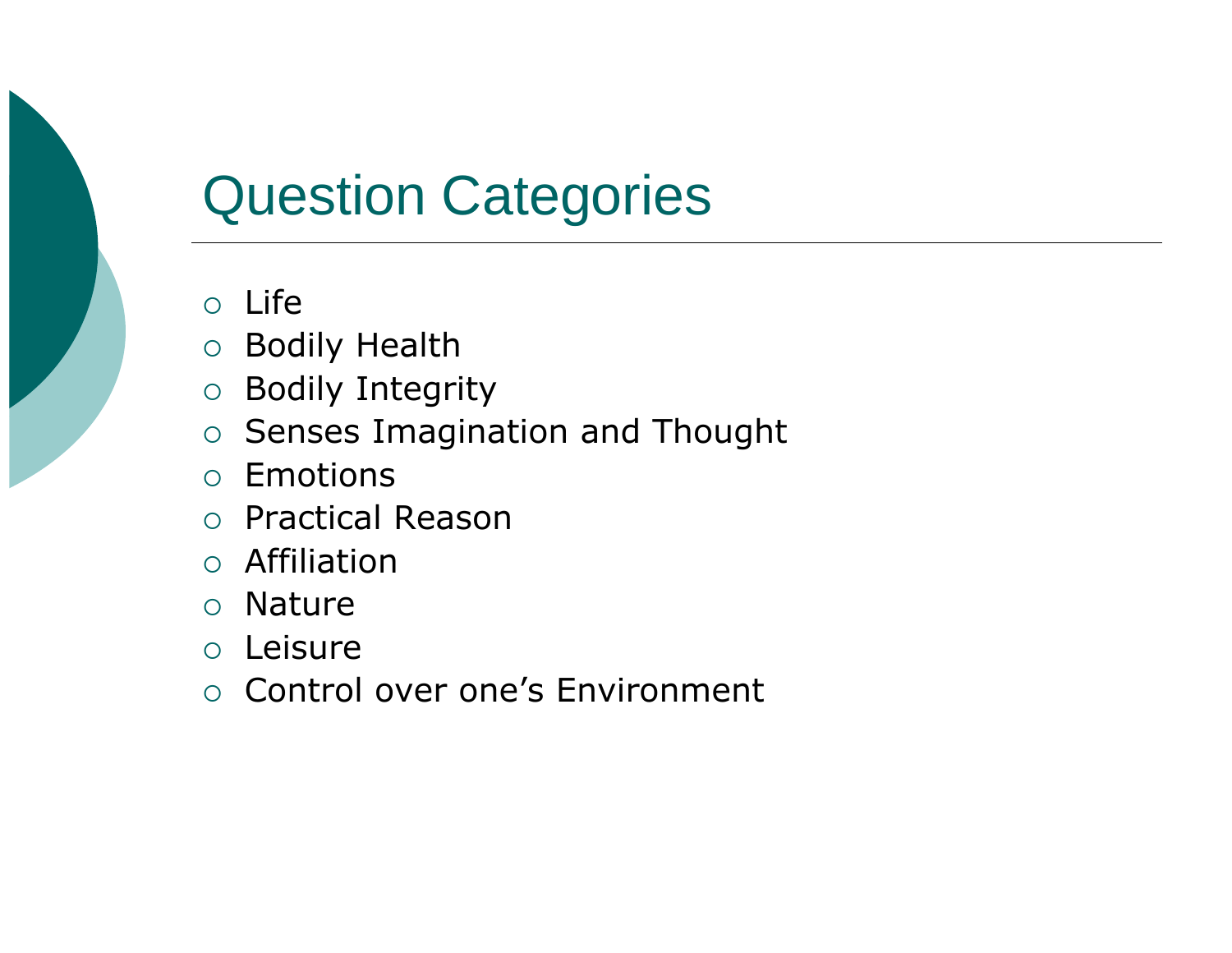# Question Categories

- Life
- Bodily Health
- Bodily Integrity
- Senses Imagination and Thought
- Emotions
- Practical Reason
- Affiliation
- Nature
- Leisure
- Control over one’s Environment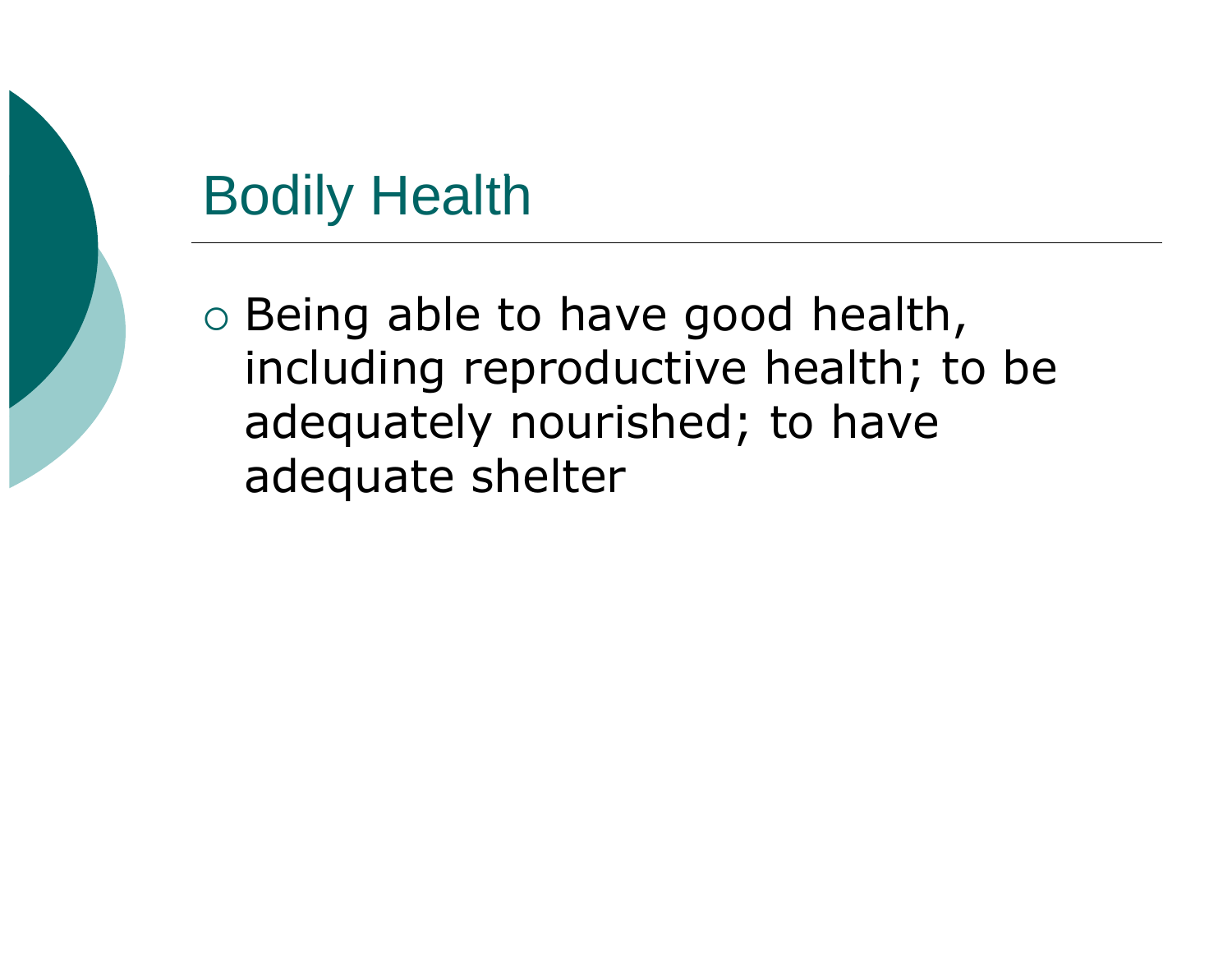# Bodily Health

- Being able to have good health, including reproductive health; to be adequately nourished; to have adequate shelter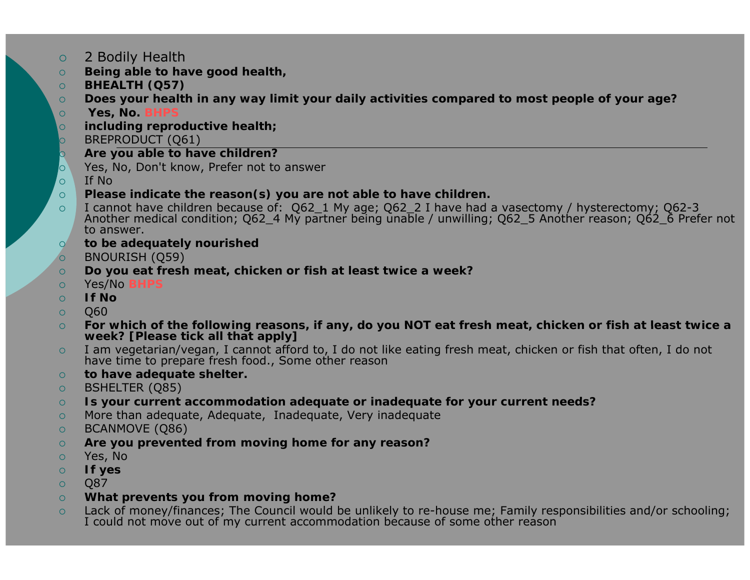- 2 Bodily Health
- **Being able to have good health,**
- **BHEALTH (Q57)**
- **Does your health in any way limit your daily activities compared to most people of your age?**
- **Yes, No. BHPS**
- **including reproductive health;**
- BREPRODUCT (Q61)
- **Are you able to have children?**
- Yes, No, Don't know, Prefer not to answer
- If No
- **Please indicate the reason(s) you are not able to have children.**
- I cannot have children because of: Q62_1 My age; Q62_2 I have had a vasectomy / hysterectomy; Q62-3 Another medical condition; Q62_4 My partner being unable / unwilling; Q62_5 Another reason; Q62_6 Prefer not to answer.
- **to be adequately nourished**
- BNOURISH (Q59)
- **Do you eat fresh meat, chicken or fish at least twice a week?**
- Yes/No **BHPS**
- **If No**
- Q60
- **For which of the following reasons, if any, do you NOT eat fresh meat, chicken or fish at least twice a week? [Please tick all that apply]**
- I am vegetarian/vegan, I cannot afford to, I do not like eating fresh meat, chicken or fish that often, I do not have time to prepare fresh food., Some other reason
- **to have adequate shelter.**
- BSHELTER (Q85)
- **Is your current accommodation adequate or inadequate for your current needs?**
- More than adequate, Adequate, Inadequate, Very inadequate
- BCANMOVE (Q86)
- **Are you prevented from moving home for any reason?**
- Yes, No
- **If yes**
- Q87
- **What prevents you from moving home?**
- Lack of money/finances; The Council would be unlikely to re-house me; Family responsibilities and/or schooling; I could not move out of my current accommodation because of some other reason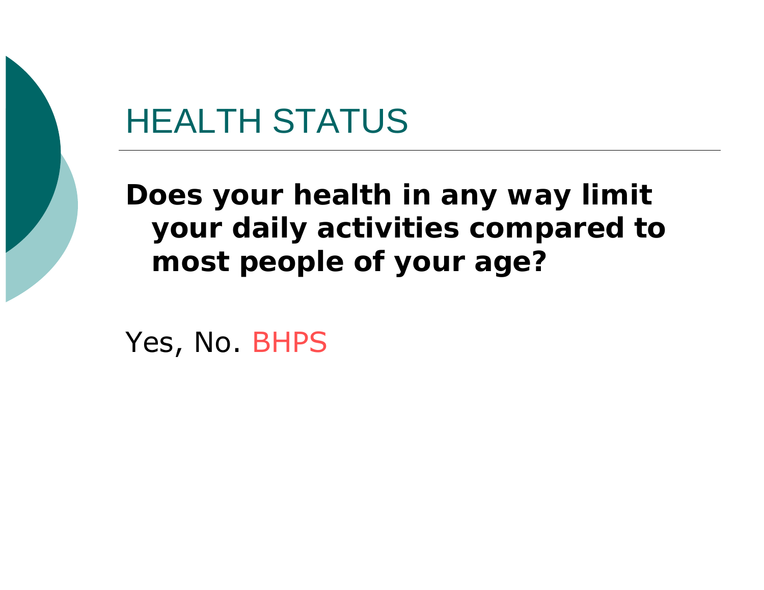# HEALTH STATUS

**Does your health in any way limit your daily activities compared to most people of your age?**

Yes, No. BHPS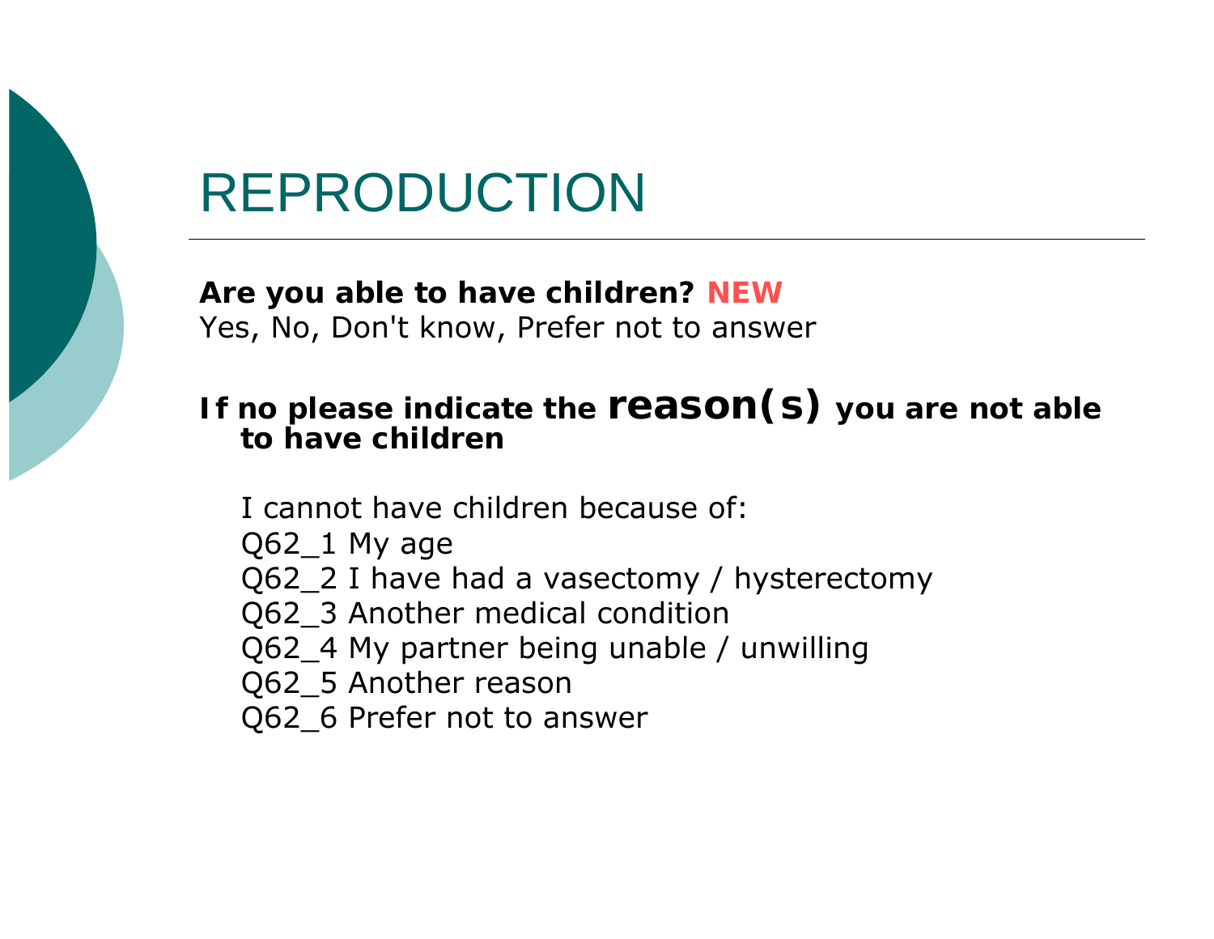# REPRODUCTION

**Are you able to have children?** **NEW**
Yes, No, Don't know, Prefer not to answer

**If no please indicate the reason(s) you are not able to have children**

I cannot have children because of:
Q62_1 My age
Q62_2 I have had a vasectomy / hysterectomy
Q62_3 Another medical condition
Q62_4 My partner being unable / unwilling
Q62_5 Another reason
Q62_6 Prefer not to answer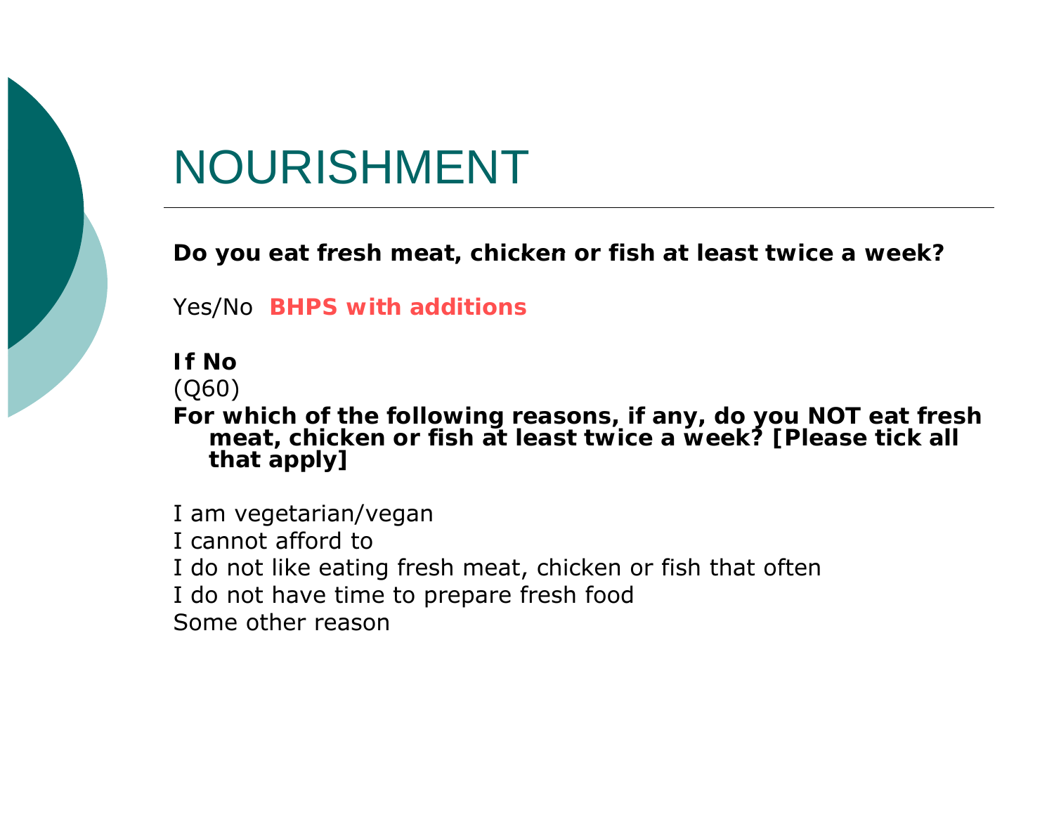# NOURISHMENT

**Do you eat fresh meat, chicken or fish at least twice a week?**

Yes/No **BHPS with additions**

**If No**

(Q60)

**For which of the following reasons, if any, do you NOT eat fresh meat, chicken or fish at least twice a week? [Please tick all that apply]**

I am vegetarian/vegan

I cannot afford to

I do not like eating fresh meat, chicken or fish that often

I do not have time to prepare fresh food

Some other reason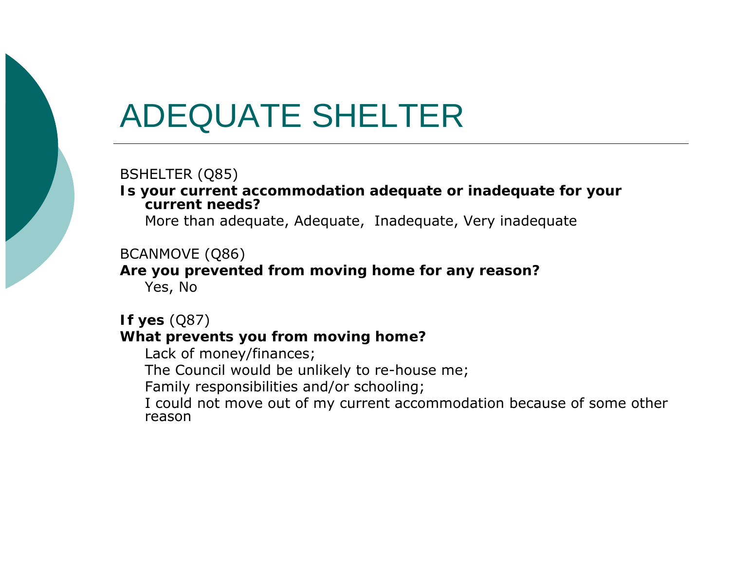# ADEQUATE SHELTER

BSHELTER (Q85)

**Is your current accommodation adequate or inadequate for your current needs?**

More than adequate, Adequate, Inadequate, Very inadequate

BCANMOVE (Q86)

**Are you prevented from moving home for any reason?**

Yes, No

**If yes** (Q87)

**What prevents you from moving home?**

Lack of money/finances;

The Council would be unlikely to re-house me;

Family responsibilities and/or schooling;

I could not move out of my current accommodation because of some other reason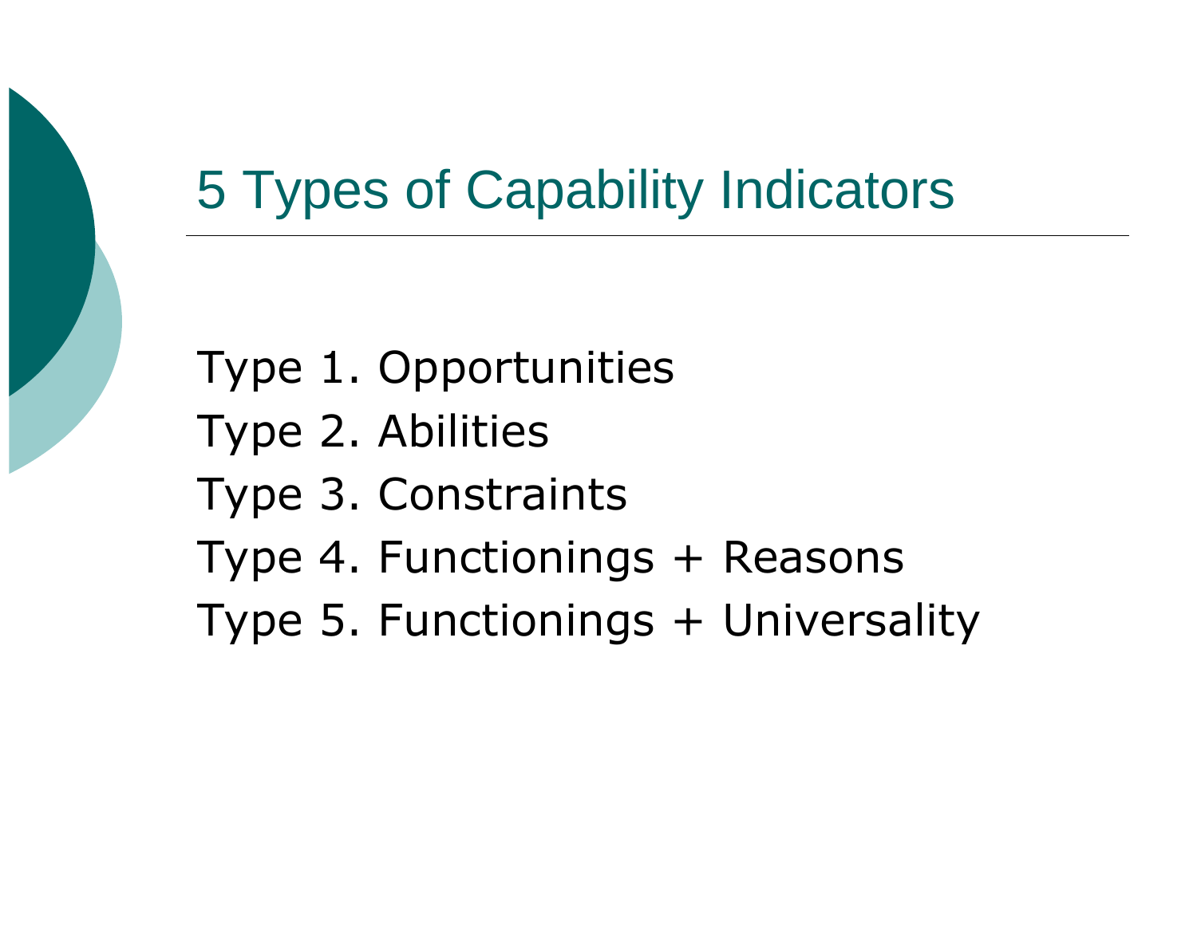# 5 Types of Capability Indicators

Type 1. Opportunities

Type 2. Abilities

Type 3. Constraints

Type 4. Functionings + Reasons

Type 5. Functionings + Universality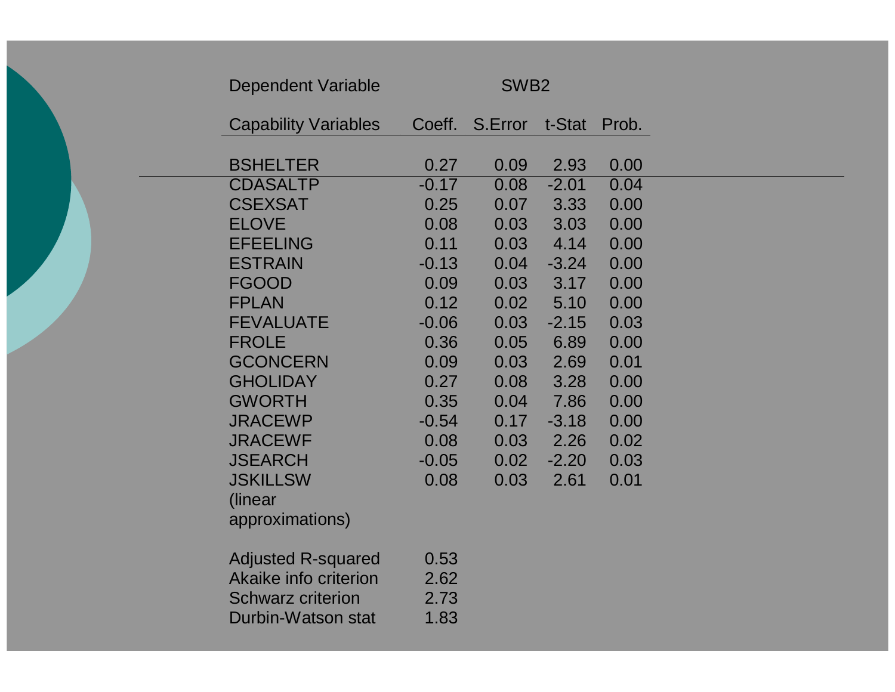| Dependent Variable | SWB2 | | | |
|---|---|---|---|---|
| **Capability Variables** | **Coeff.** | **S.Error** | **t-Stat** | **Prob.** |
| BSHELTER | 0.27 | 0.09 | 2.93 | 0.00 |
| CDASALTP | -0.17 | 0.08 | -2.01 | 0.04 |
| CSEXSAT | 0.25 | 0.07 | 3.33 | 0.00 |
| ELOVE | 0.08 | 0.03 | 3.03 | 0.00 |
| EFEELING | 0.11 | 0.03 | 4.14 | 0.00 |
| ESTRAIN | -0.13 | 0.04 | -3.24 | 0.00 |
| FGOOD | 0.09 | 0.03 | 3.17 | 0.00 |
| FPLAN | 0.12 | 0.02 | 5.10 | 0.00 |
| FEVALUATE | -0.06 | 0.03 | -2.15 | 0.03 |
| FROLE | 0.36 | 0.05 | 6.89 | 0.00 |
| GCONCERN | 0.09 | 0.03 | 2.69 | 0.01 |
| GHOLIDAY | 0.27 | 0.08 | 3.28 | 0.00 |
| GWORTH | 0.35 | 0.04 | 7.86 | 0.00 |
| JRACEWP | -0.54 | 0.17 | -3.18 | 0.00 |
| JRACEWF | 0.08 | 0.03 | 2.26 | 0.02 |
| JSEARCH | -0.05 | 0.02 | -2.20 | 0.03 |
| JSKILLSW | 0.08 | 0.03 | 2.61 | 0.01 |
| (linear approximations) | | | | |
| Adjusted R-squared | 0.53 | | | |
| Akaike info criterion | 2.62 | | | |
| Schwarz criterion | 2.73 | | | |
| Durbin-Watson stat | 1.83 | | | |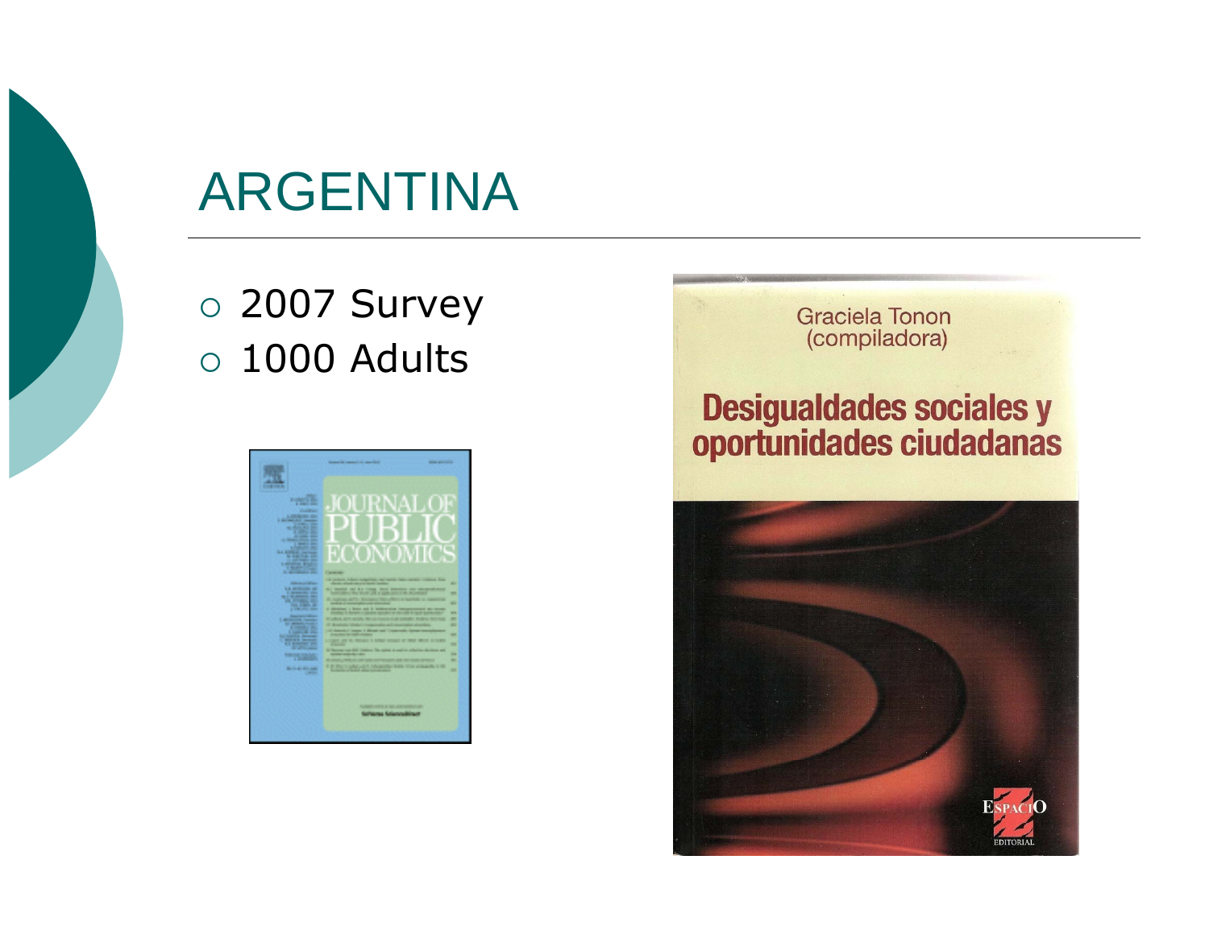# ARGENTINA

- 2007 Survey
- 1000 Adults

JOURNAL OF PUBLIC ECONOMICS

Graciela Tonon (compiladora)

Desigualdades sociales y oportunidades ciudadanas

ESPACIO EDITORIAL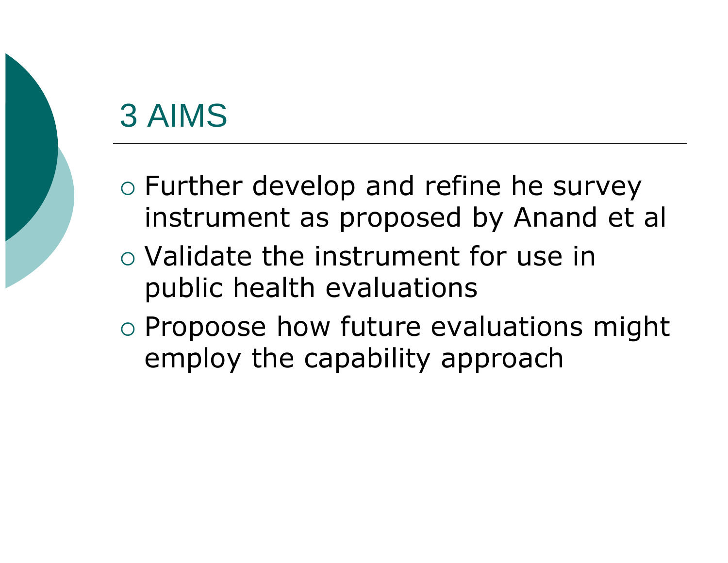# 3 AIMS

- Further develop and refine he survey instrument as proposed by Anand et al
- Validate the instrument for use in public health evaluations
- Propoose how future evaluations might employ the capability approach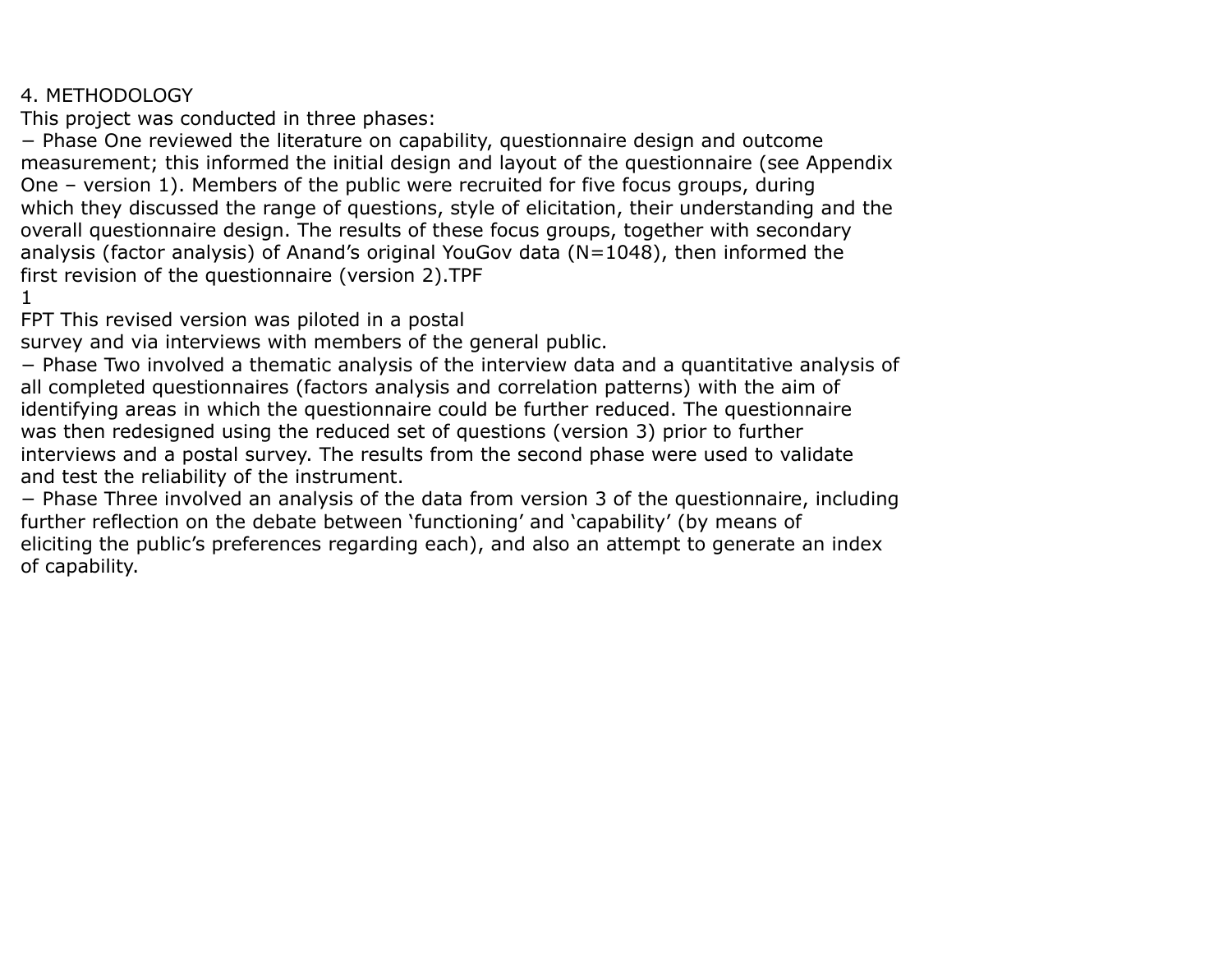# 4. METHODOLOGY

This project was conducted in three phases:

− Phase One reviewed the literature on capability, questionnaire design and outcome measurement; this informed the initial design and layout of the questionnaire (see Appendix One – version 1). Members of the public were recruited for five focus groups, during which they discussed the range of questions, style of elicitation, their understanding and the overall questionnaire design. The results of these focus groups, together with secondary analysis (factor analysis) of Anand's original YouGov data (N=1048), then informed the first revision of the questionnaire (version 2).[1] This revised version was piloted in a postal survey and via interviews with members of the general public.

− Phase Two involved a thematic analysis of the interview data and a quantitative analysis of all completed questionnaires (factors analysis and correlation patterns) with the aim of identifying areas in which the questionnaire could be further reduced. The questionnaire was then redesigned using the reduced set of questions (version 3) prior to further interviews and a postal survey. The results from the second phase were used to validate and test the reliability of the instrument.

− Phase Three involved an analysis of the data from version 3 of the questionnaire, including further reflection on the debate between 'functioning' and 'capability' (by means of eliciting the public's preferences regarding each), and also an attempt to generate an index of capability.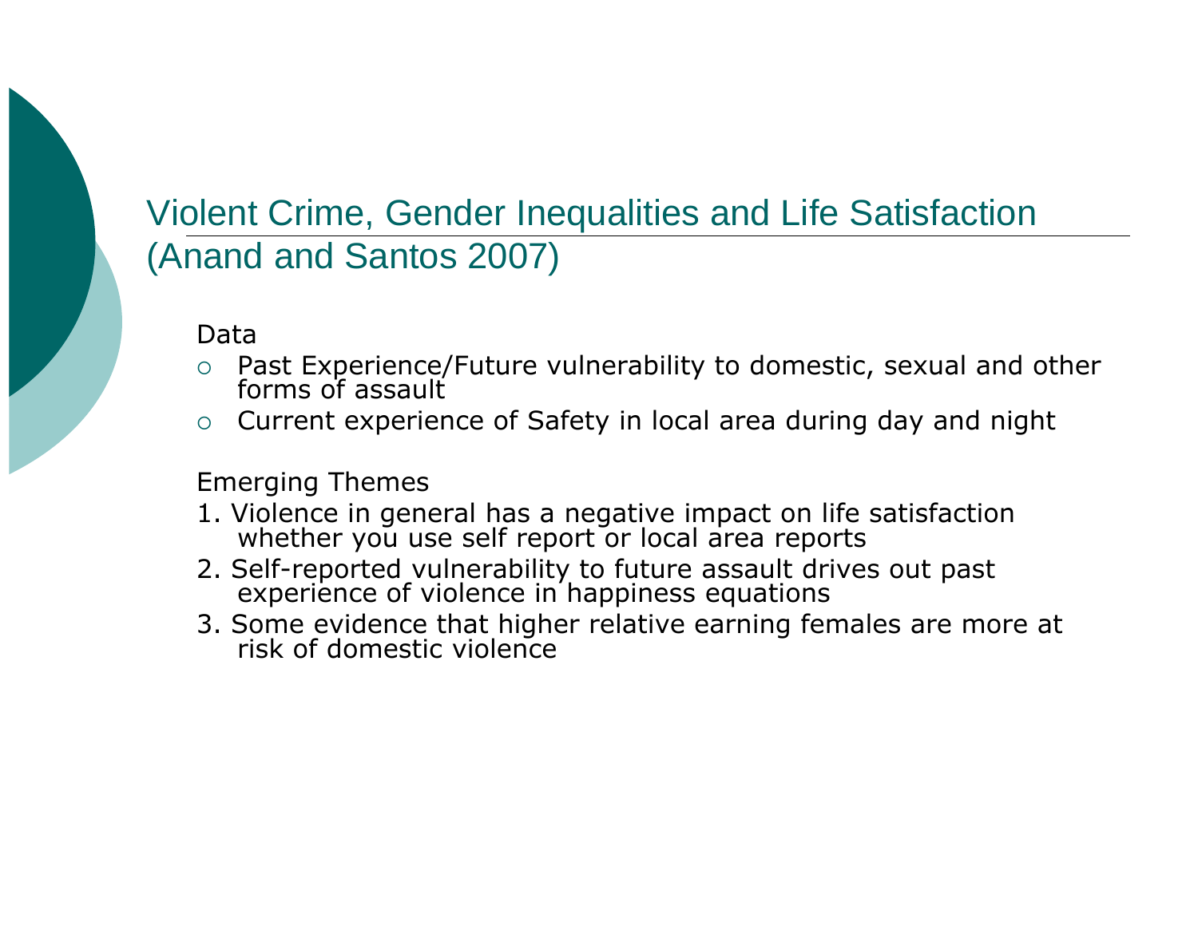## Violent Crime, Gender Inequalities and Life Satisfaction (Anand and Santos 2007)

Data

- Past Experience/Future vulnerability to domestic, sexual and other forms of assault
- Current experience of Safety in local area during day and night

Emerging Themes

1. Violence in general has a negative impact on life satisfaction whether you use self report or local area reports
2. Self-reported vulnerability to future assault drives out past experience of violence in happiness equations
3. Some evidence that higher relative earning females are more at risk of domestic violence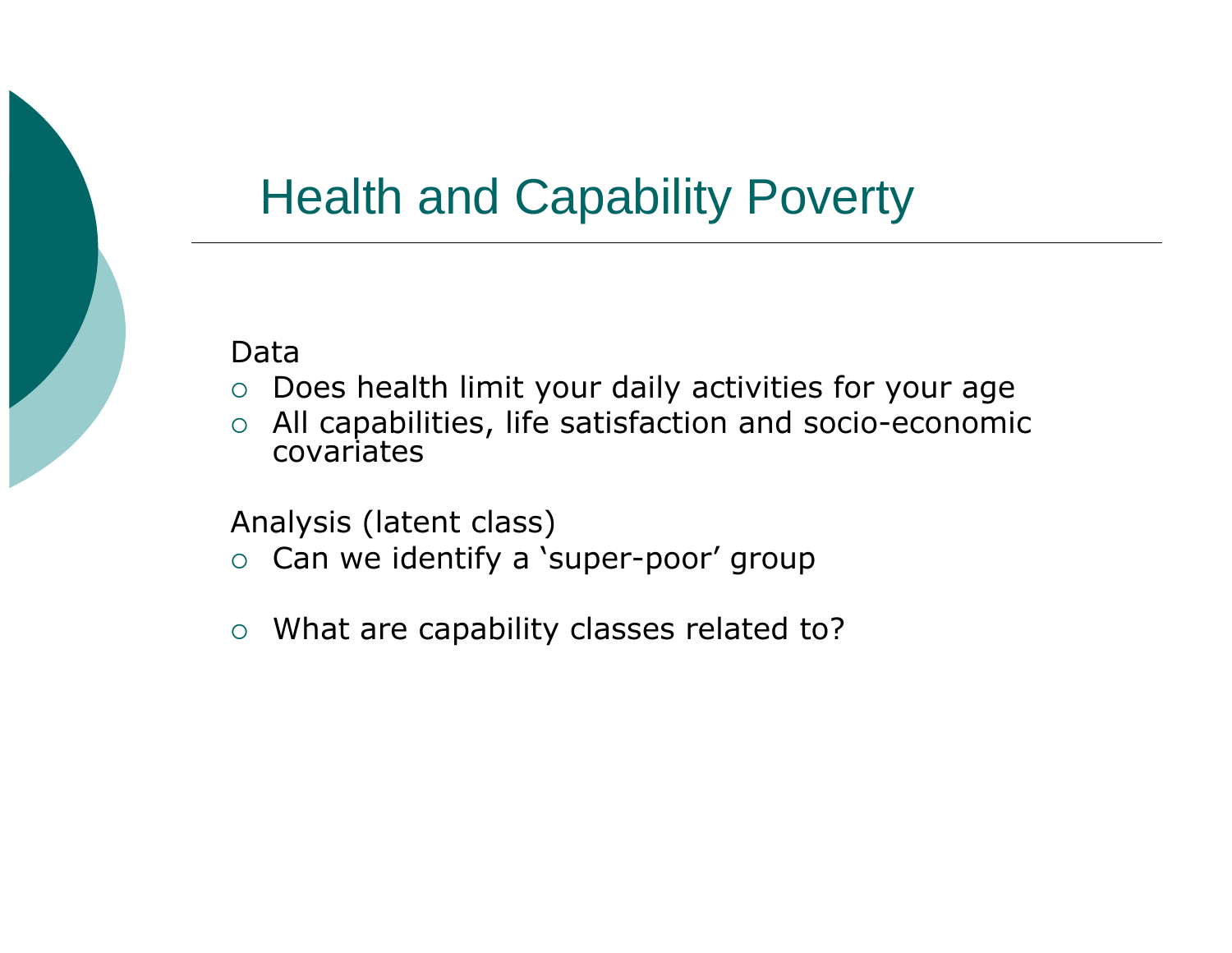# Health and Capability Poverty

Data

- Does health limit your daily activities for your age
- All capabilities, life satisfaction and socio-economic covariates

Analysis (latent class)

- Can we identify a ‘super-poor’ group

- What are capability classes related to?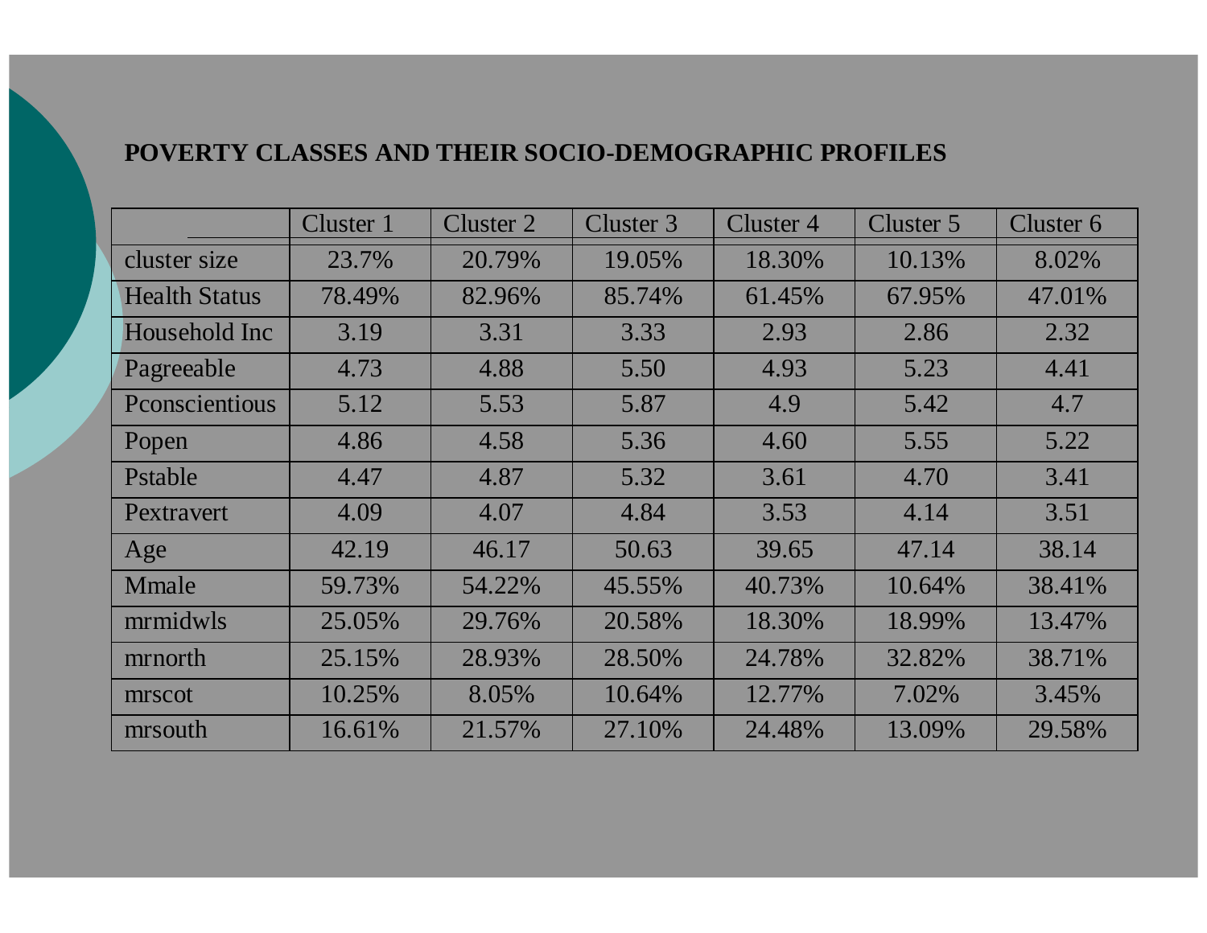# POVERTY CLASSES AND THEIR SOCIO-DEMOGRAPHIC PROFILES

| | Cluster 1 | Cluster 2 | Cluster 3 | Cluster 4 | Cluster 5 | Cluster 6 |
|---|---|---|---|---|---|---|
| cluster size | 23.7% | 20.79% | 19.05% | 18.30% | 10.13% | 8.02% |
| Health Status | 78.49% | 82.96% | 85.74% | 61.45% | 67.95% | 47.01% |
| Household Inc | 3.19 | 3.31 | 3.33 | 2.93 | 2.86 | 2.32 |
| Pagreeable | 4.73 | 4.88 | 5.50 | 4.93 | 5.23 | 4.41 |
| Pconscientious | 5.12 | 5.53 | 5.87 | 4.9 | 5.42 | 4.7 |
| Popen | 4.86 | 4.58 | 5.36 | 4.60 | 5.55 | 5.22 |
| Pstable | 4.47 | 4.87 | 5.32 | 3.61 | 4.70 | 3.41 |
| Pextravert | 4.09 | 4.07 | 4.84 | 3.53 | 4.14 | 3.51 |
| Age | 42.19 | 46.17 | 50.63 | 39.65 | 47.14 | 38.14 |
| Mmale | 59.73% | 54.22% | 45.55% | 40.73% | 10.64% | 38.41% |
| mrmidwls | 25.05% | 29.76% | 20.58% | 18.30% | 18.99% | 13.47% |
| mrnorth | 25.15% | 28.93% | 28.50% | 24.78% | 32.82% | 38.71% |
| mrscot | 10.25% | 8.05% | 10.64% | 12.77% | 7.02% | 3.45% |
| mrsouth | 16.61% | 21.57% | 27.10% | 24.48% | 13.09% | 29.58% |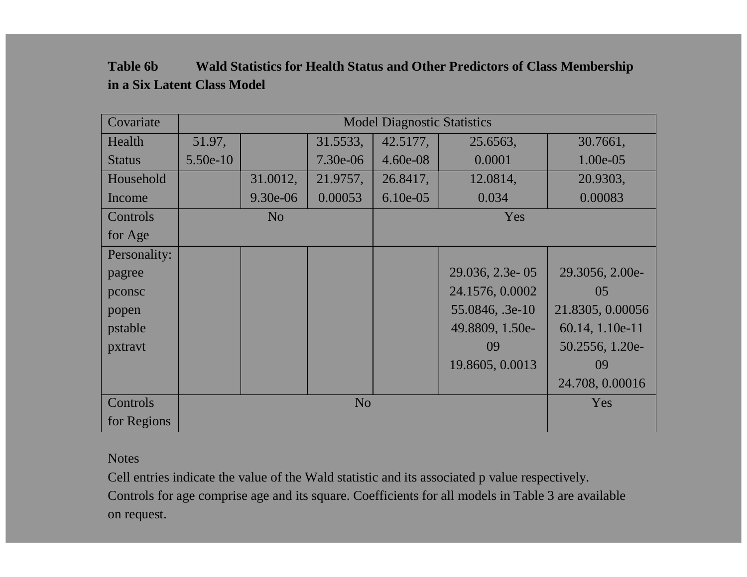**Table 6b Wald Statistics for Health Status and Other Predictors of Class Membership in a Six Latent Class Model**

| Covariate | Model Diagnostic Statistics | | | | | |
|---|---|---|---|---|---|---|
| Health Status | 51.97, 5.50e-10 | | 31.5533, 7.30e-06 | 42.5177, 4.60e-08 | 25.6563, 0.0001 | 30.7661, 1.00e-05 |
| Household Income | | 31.0012, 9.30e-06 | 21.9757, 0.00053 | 26.8417, 6.10e-05 | 12.0814, 0.034 | 20.9303, 0.00083 |
| Controls for Age | No | | | Yes | | |
| Personality: pagree pconsc popen pstable pxtravt | | | | | 29.036, 2.3e- 05 24.1576, 0.0002 55.0846, .3e-10 49.8809, 1.50e-09 19.8605, 0.0013 | 29.3056, 2.00e-05 21.8305, 0.00056 60.14, 1.10e-11 50.2556, 1.20e-09 24.708, 0.00016 |
| Controls for Regions | No | | | | | Yes |

Notes

Cell entries indicate the value of the Wald statistic and its associated p value respectively. Controls for age comprise age and its square. Coefficients for all models in Table 3 are available on request.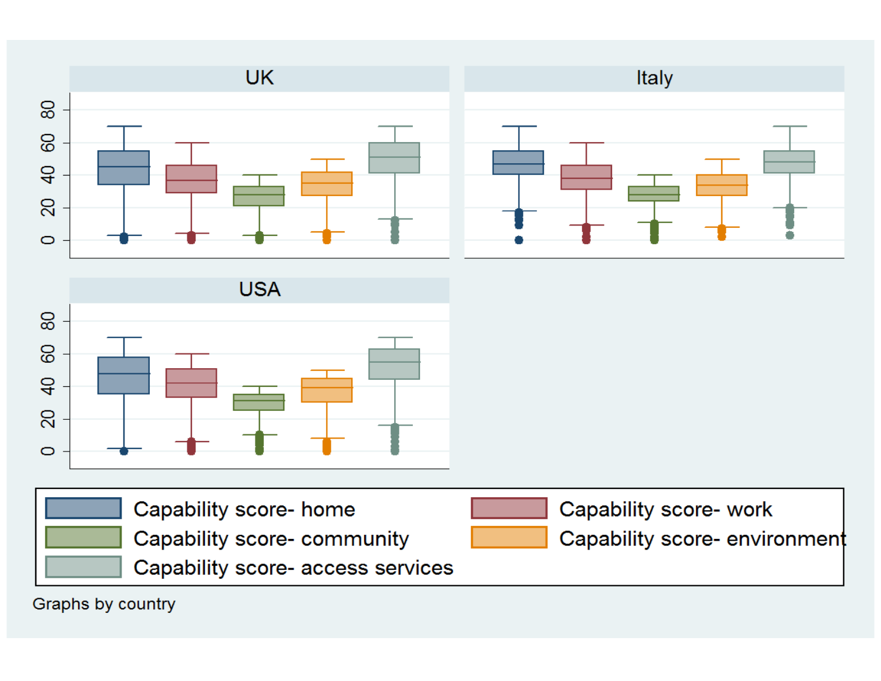UK

Italy

USA

0 20 40 60 80

- Capability score- home
- Capability score- work
- Capability score- community
- Capability score- environment
- Capability score- access services

Graphs by country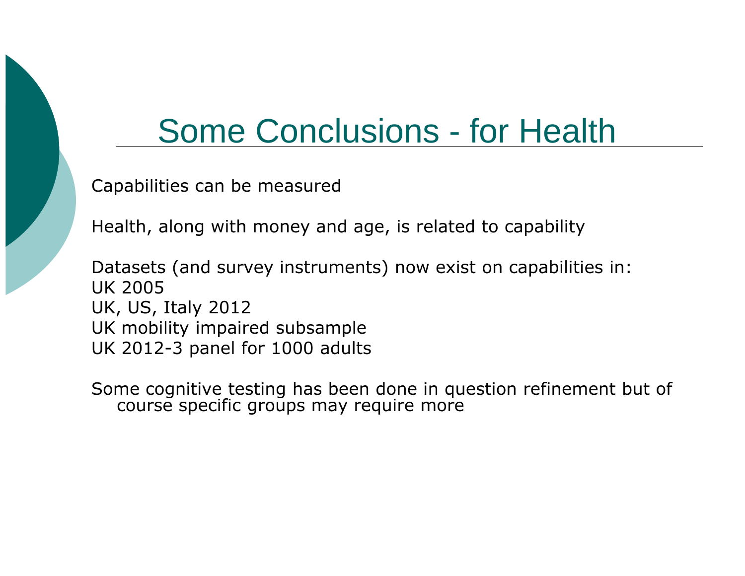# Some Conclusions - for Health

Capabilities can be measured

Health, along with money and age, is related to capability

Datasets (and survey instruments) now exist on capabilities in:
UK 2005
UK, US, Italy 2012
UK mobility impaired subsample
UK 2012-3 panel for 1000 adults

Some cognitive testing has been done in question refinement but of course specific groups may require more